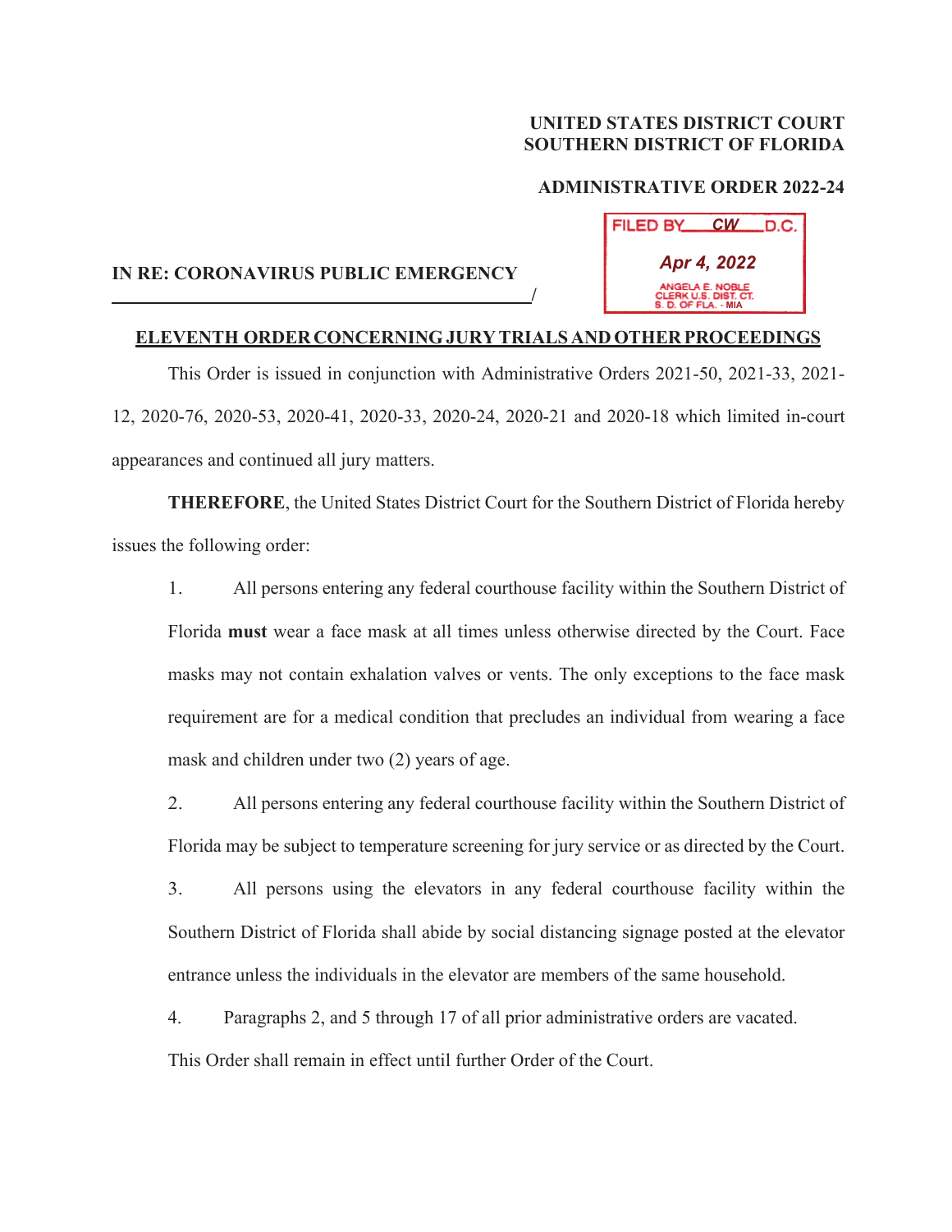**UNITED STATES DISTRICT COURT**
**SOUTHERN DISTRICT OF FLORIDA**

**ADMINISTRATIVE ORDER 2022-24**

FILED BY CW D.C.
Apr 4, 2022
ANGELA E. NOBLE
CLERK U.S. DIST. CT.
S. D. OF FLA. - MIA

**IN RE: CORONAVIRUS PUBLIC EMERGENCY**
**_______________________________________________/**

**ELEVENTH ORDER CONCERNING JURY TRIALS AND OTHER PROCEEDINGS**

This Order is issued in conjunction with Administrative Orders 2021-50, 2021-33, 2021-12, 2020-76, 2020-53, 2020-41, 2020-33, 2020-24, 2020-21 and 2020-18 which limited in-court appearances and continued all jury matters.

**THEREFORE**, the United States District Court for the Southern District of Florida hereby issues the following order:

1. All persons entering any federal courthouse facility within the Southern District of Florida **must** wear a face mask at all times unless otherwise directed by the Court. Face masks may not contain exhalation valves or vents. The only exceptions to the face mask requirement are for a medical condition that precludes an individual from wearing a face mask and children under two (2) years of age.

2. All persons entering any federal courthouse facility within the Southern District of Florida may be subject to temperature screening for jury service or as directed by the Court.

3. All persons using the elevators in any federal courthouse facility within the Southern District of Florida shall abide by social distancing signage posted at the elevator entrance unless the individuals in the elevator are members of the same household.

4. Paragraphs 2, and 5 through 17 of all prior administrative orders are vacated.

This Order shall remain in effect until further Order of the Court.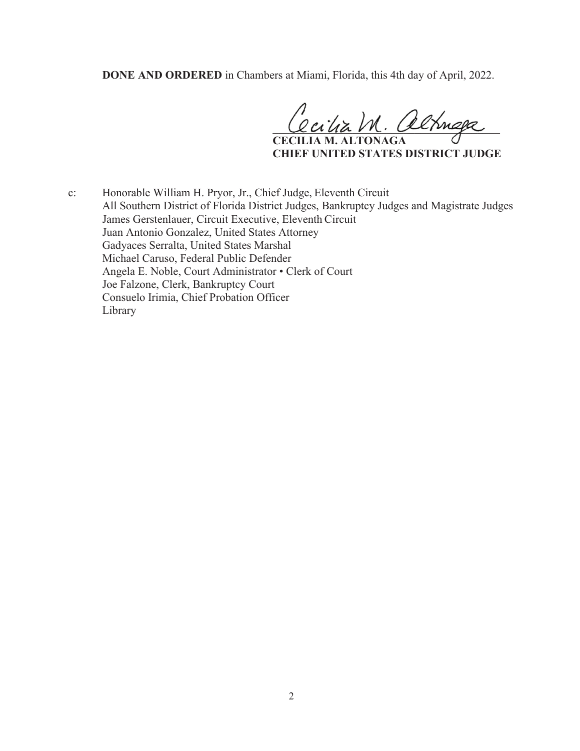**DONE AND ORDERED** in Chambers at Miami, Florida, this 4th day of April, 2022.

Cecilia M. Altonaga

**CECILIA M. ALTONAGA**
**CHIEF UNITED STATES DISTRICT JUDGE**

c: Honorable William H. Pryor, Jr., Chief Judge, Eleventh Circuit
All Southern District of Florida District Judges, Bankruptcy Judges and Magistrate Judges
James Gerstenlauer, Circuit Executive, Eleventh Circuit
Juan Antonio Gonzalez, United States Attorney
Gadyaces Serralta, United States Marshal
Michael Caruso, Federal Public Defender
Angela E. Noble, Court Administrator • Clerk of Court
Joe Falzone, Clerk, Bankruptcy Court
Consuelo Irimia, Chief Probation Officer
Library